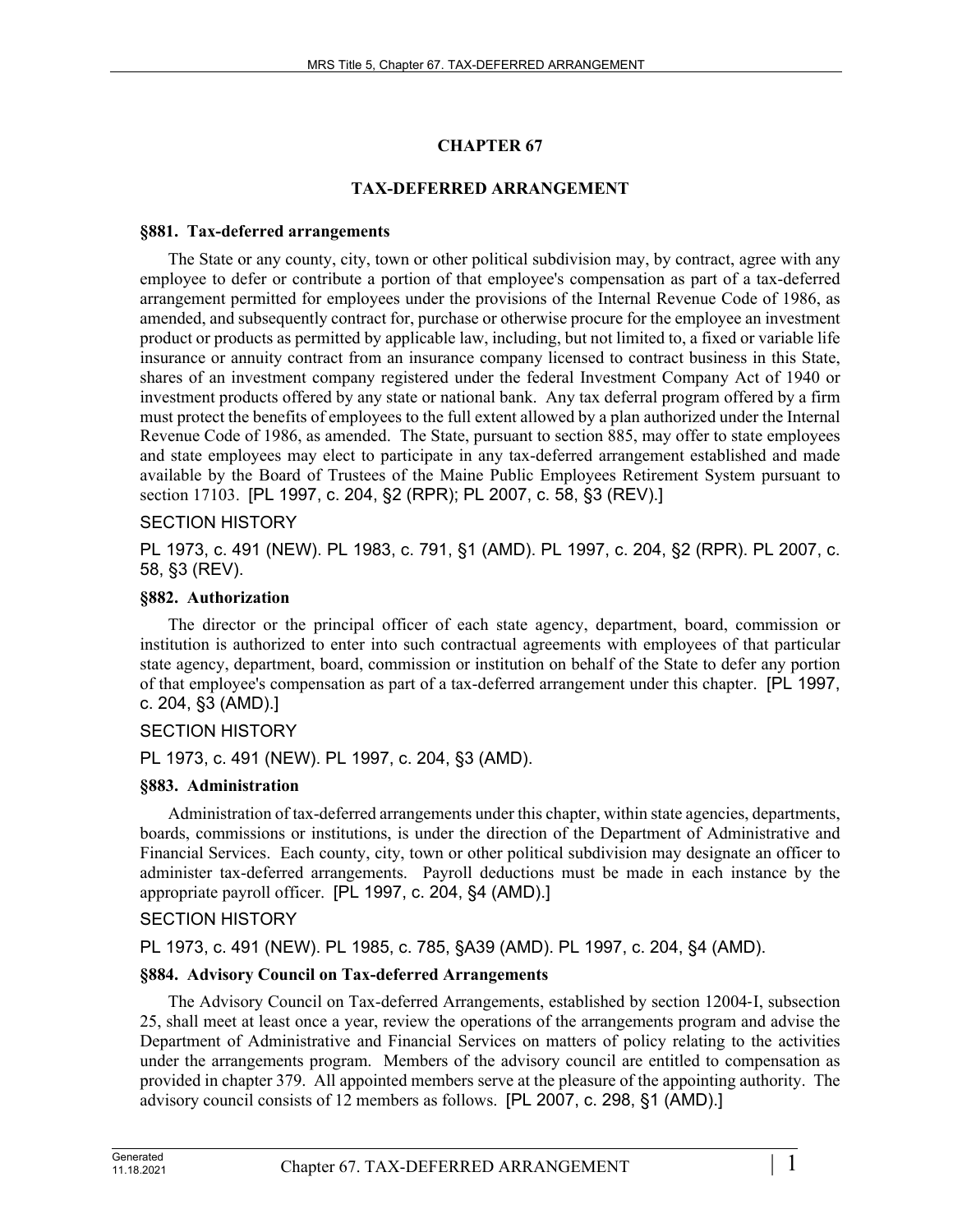# CHAPTER 67

## TAX-DEFERRED ARRANGEMENT

### §881. Tax-deferred arrangements

The State or any county, city, town or other political subdivision may, by contract, agree with any employee to defer or contribute a portion of that employee's compensation as part of a tax-deferred arrangement permitted for employees under the provisions of the Internal Revenue Code of 1986, as amended, and subsequently contract for, purchase or otherwise procure for the employee an investment product or products as permitted by applicable law, including, but not limited to, a fixed or variable life insurance or annuity contract from an insurance company licensed to contract business in this State, shares of an investment company registered under the federal Investment Company Act of 1940 or investment products offered by any state or national bank. Any tax deferral program offered by a firm must protect the benefits of employees to the full extent allowed by a plan authorized under the Internal Revenue Code of 1986, as amended. The State, pursuant to section 885, may offer to state employees and state employees may elect to participate in any tax-deferred arrangement established and made available by the Board of Trustees of the Maine Public Employees Retirement System pursuant to section 17103. [PL 1997, c. 204, §2 (RPR); PL 2007, c. 58, §3 (REV).]

SECTION HISTORY

PL 1973, c. 491 (NEW). PL 1983, c. 791, §1 (AMD). PL 1997, c. 204, §2 (RPR). PL 2007, c. 58, §3 (REV).

### §882. Authorization

The director or the principal officer of each state agency, department, board, commission or institution is authorized to enter into such contractual agreements with employees of that particular state agency, department, board, commission or institution on behalf of the State to defer any portion of that employee's compensation as part of a tax-deferred arrangement under this chapter. [PL 1997, c. 204, §3 (AMD).]

SECTION HISTORY

PL 1973, c. 491 (NEW). PL 1997, c. 204, §3 (AMD).

### §883. Administration

Administration of tax-deferred arrangements under this chapter, within state agencies, departments, boards, commissions or institutions, is under the direction of the Department of Administrative and Financial Services. Each county, city, town or other political subdivision may designate an officer to administer tax-deferred arrangements. Payroll deductions must be made in each instance by the appropriate payroll officer. [PL 1997, c. 204, §4 (AMD).]

SECTION HISTORY

PL 1973, c. 491 (NEW). PL 1985, c. 785, §A39 (AMD). PL 1997, c. 204, §4 (AMD).

### §884. Advisory Council on Tax-deferred Arrangements

The Advisory Council on Tax-deferred Arrangements, established by section 12004-I, subsection 25, shall meet at least once a year, review the operations of the arrangements program and advise the Department of Administrative and Financial Services on matters of policy relating to the activities under the arrangements program. Members of the advisory council are entitled to compensation as provided in chapter 379. All appointed members serve at the pleasure of the appointing authority. The advisory council consists of 12 members as follows. [PL 2007, c. 298, §1 (AMD).]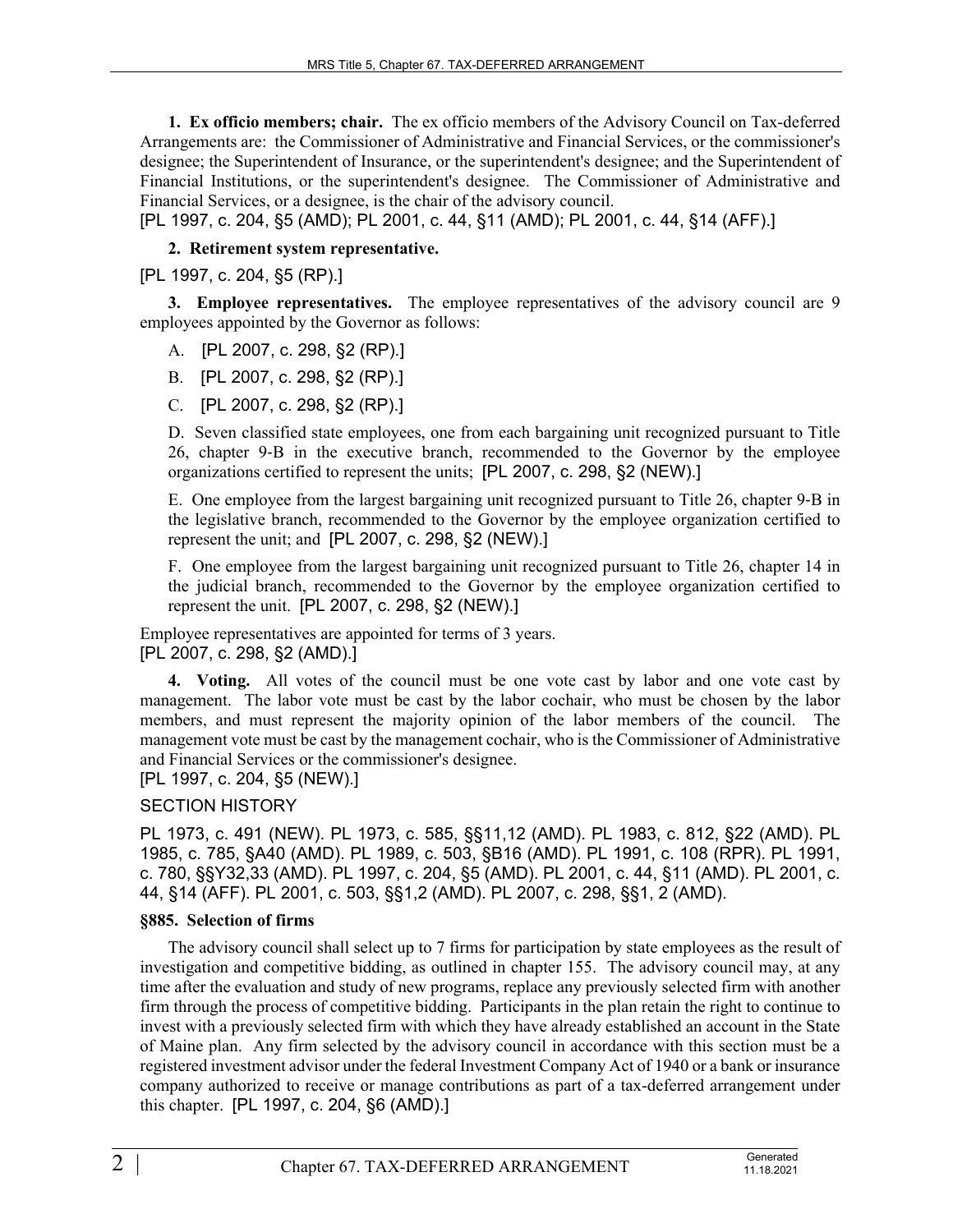**1. Ex officio members; chair.** The ex officio members of the Advisory Council on Tax-deferred Arrangements are: the Commissioner of Administrative and Financial Services, or the commissioner's designee; the Superintendent of Insurance, or the superintendent's designee; and the Superintendent of Financial Institutions, or the superintendent's designee. The Commissioner of Administrative and Financial Services, or a designee, is the chair of the advisory council.
[PL 1997, c. 204, §5 (AMD); PL 2001, c. 44, §11 (AMD); PL 2001, c. 44, §14 (AFF).]

**2. Retirement system representative.**

[PL 1997, c. 204, §5 (RP).]

**3. Employee representatives.** The employee representatives of the advisory council are 9 employees appointed by the Governor as follows:

A. [PL 2007, c. 298, §2 (RP).]

B. [PL 2007, c. 298, §2 (RP).]

C. [PL 2007, c. 298, §2 (RP).]

D. Seven classified state employees, one from each bargaining unit recognized pursuant to Title 26, chapter 9-B in the executive branch, recommended to the Governor by the employee organizations certified to represent the units; [PL 2007, c. 298, §2 (NEW).]

E. One employee from the largest bargaining unit recognized pursuant to Title 26, chapter 9-B in the legislative branch, recommended to the Governor by the employee organization certified to represent the unit; and [PL 2007, c. 298, §2 (NEW).]

F. One employee from the largest bargaining unit recognized pursuant to Title 26, chapter 14 in the judicial branch, recommended to the Governor by the employee organization certified to represent the unit. [PL 2007, c. 298, §2 (NEW).]

Employee representatives are appointed for terms of 3 years.
[PL 2007, c. 298, §2 (AMD).]

**4. Voting.** All votes of the council must be one vote cast by labor and one vote cast by management. The labor vote must be cast by the labor cochair, who must be chosen by the labor members, and must represent the majority opinion of the labor members of the council. The management vote must be cast by the management cochair, who is the Commissioner of Administrative and Financial Services or the commissioner's designee.
[PL 1997, c. 204, §5 (NEW).]

SECTION HISTORY

PL 1973, c. 491 (NEW). PL 1973, c. 585, §§11,12 (AMD). PL 1983, c. 812, §22 (AMD). PL 1985, c. 785, §A40 (AMD). PL 1989, c. 503, §B16 (AMD). PL 1991, c. 108 (RPR). PL 1991, c. 780, §§Y32,33 (AMD). PL 1997, c. 204, §5 (AMD). PL 2001, c. 44, §11 (AMD). PL 2001, c. 44, §14 (AFF). PL 2001, c. 503, §§1,2 (AMD). PL 2007, c. 298, §§1, 2 (AMD).

### §885. Selection of firms

The advisory council shall select up to 7 firms for participation by state employees as the result of investigation and competitive bidding, as outlined in chapter 155. The advisory council may, at any time after the evaluation and study of new programs, replace any previously selected firm with another firm through the process of competitive bidding. Participants in the plan retain the right to continue to invest with a previously selected firm with which they have already established an account in the State of Maine plan. Any firm selected by the advisory council in accordance with this section must be a registered investment advisor under the federal Investment Company Act of 1940 or a bank or insurance company authorized to receive or manage contributions as part of a tax-deferred arrangement under this chapter. [PL 1997, c. 204, §6 (AMD).]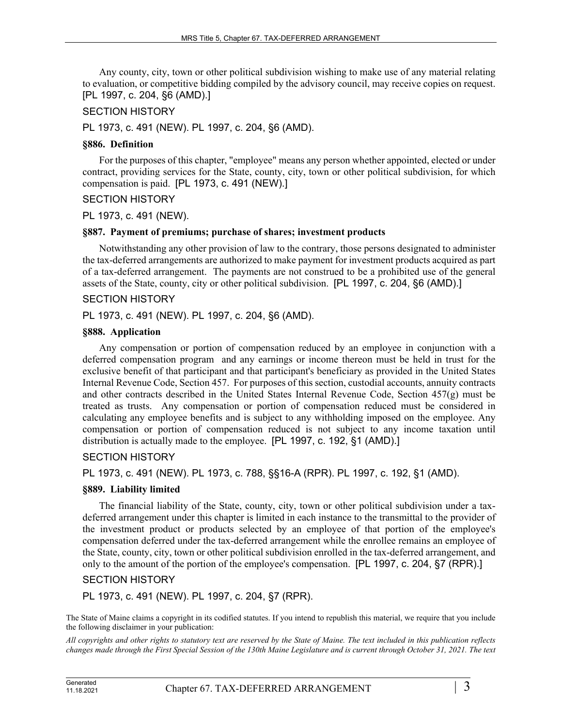Any county, city, town or other political subdivision wishing to make use of any material relating to evaluation, or competitive bidding compiled by the advisory council, may receive copies on request. [PL 1997, c. 204, §6 (AMD).]

SECTION HISTORY

PL 1973, c. 491 (NEW). PL 1997, c. 204, §6 (AMD).

**§886. Definition**

For the purposes of this chapter, "employee" means any person whether appointed, elected or under contract, providing services for the State, county, city, town or other political subdivision, for which compensation is paid. [PL 1973, c. 491 (NEW).]

SECTION HISTORY

PL 1973, c. 491 (NEW).

**§887. Payment of premiums; purchase of shares; investment products**

Notwithstanding any other provision of law to the contrary, those persons designated to administer the tax-deferred arrangements are authorized to make payment for investment products acquired as part of a tax-deferred arrangement. The payments are not construed to be a prohibited use of the general assets of the State, county, city or other political subdivision. [PL 1997, c. 204, §6 (AMD).]

SECTION HISTORY

PL 1973, c. 491 (NEW). PL 1997, c. 204, §6 (AMD).

**§888. Application**

Any compensation or portion of compensation reduced by an employee in conjunction with a deferred compensation program and any earnings or income thereon must be held in trust for the exclusive benefit of that participant and that participant's beneficiary as provided in the United States Internal Revenue Code, Section 457. For purposes of this section, custodial accounts, annuity contracts and other contracts described in the United States Internal Revenue Code, Section 457(g) must be treated as trusts. Any compensation or portion of compensation reduced must be considered in calculating any employee benefits and is subject to any withholding imposed on the employee. Any compensation or portion of compensation reduced is not subject to any income taxation until distribution is actually made to the employee. [PL 1997, c. 192, §1 (AMD).]

SECTION HISTORY

PL 1973, c. 491 (NEW). PL 1973, c. 788, §§16-A (RPR). PL 1997, c. 192, §1 (AMD).

**§889. Liability limited**

The financial liability of the State, county, city, town or other political subdivision under a tax-deferred arrangement under this chapter is limited in each instance to the transmittal to the provider of the investment product or products selected by an employee of that portion of the employee's compensation deferred under the tax-deferred arrangement while the enrollee remains an employee of the State, county, city, town or other political subdivision enrolled in the tax-deferred arrangement, and only to the amount of the portion of the employee's compensation. [PL 1997, c. 204, §7 (RPR).]

SECTION HISTORY

PL 1973, c. 491 (NEW). PL 1997, c. 204, §7 (RPR).

The State of Maine claims a copyright in its codified statutes. If you intend to republish this material, we require that you include the following disclaimer in your publication:

*All copyrights and other rights to statutory text are reserved by the State of Maine. The text included in this publication reflects changes made through the First Special Session of the 130th Maine Legislature and is current through October 31, 2021. The text*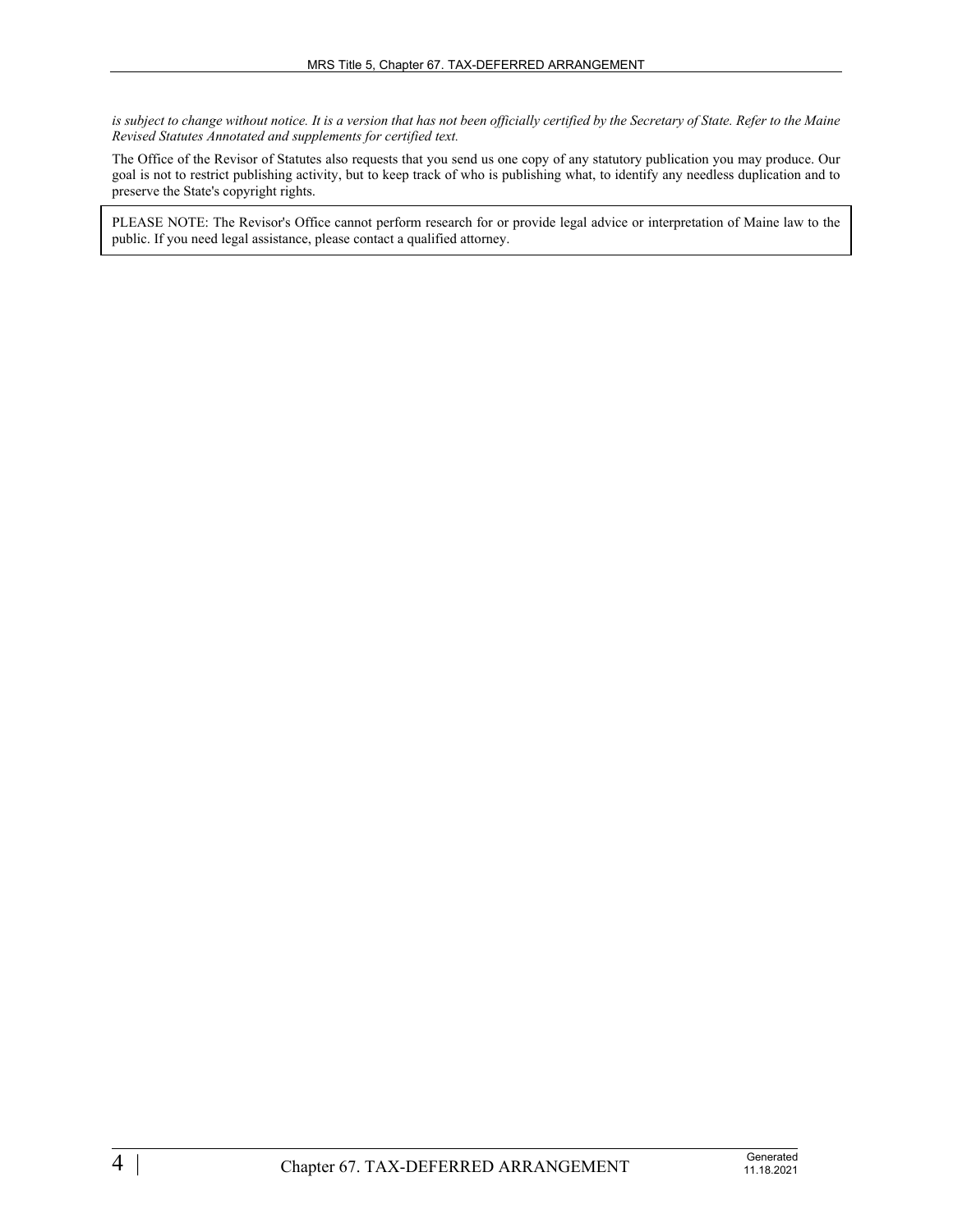*is subject to change without notice. It is a version that has not been officially certified by the Secretary of State. Refer to the Maine Revised Statutes Annotated and supplements for certified text.*

The Office of the Revisor of Statutes also requests that you send us one copy of any statutory publication you may produce. Our goal is not to restrict publishing activity, but to keep track of who is publishing what, to identify any needless duplication and to preserve the State's copyright rights.

PLEASE NOTE: The Revisor's Office cannot perform research for or provide legal advice or interpretation of Maine law to the public. If you need legal assistance, please contact a qualified attorney.